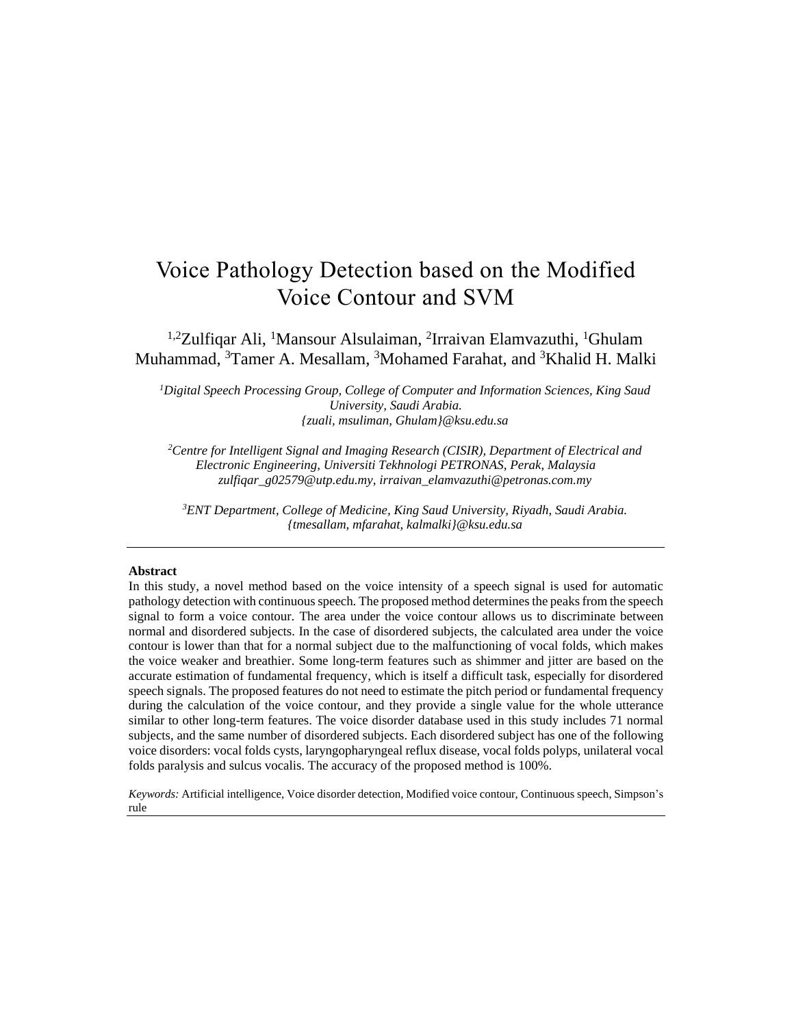# Voice Pathology Detection based on the Modified Voice Contour and SVM

[1,2]Zulfiqar Ali, [1]Mansour Alsulaiman, [2]Irraivan Elamvazuthi, [1]Ghulam Muhammad, [3]Tamer A. Mesallam, [3]Mohamed Farahat, and [3]Khalid H. Malki

*[1]Digital Speech Processing Group, College of Computer and Information Sciences, King Saud University, Saudi Arabia.*
*{zuali, msuliman, Ghulam}@ksu.edu.sa*

*[2]Centre for Intelligent Signal and Imaging Research (CISIR), Department of Electrical and Electronic Engineering, Universiti Tekhnologi PETRONAS, Perak, Malaysia*
*zulfiqar_g02579@utp.edu.my, irraivan_elamvazuthi@petronas.com.my*

*[3]ENT Department, College of Medicine, King Saud University, Riyadh, Saudi Arabia.*
*{tmesallam, mfarahat, kalmalki}@ksu.edu.sa*

---

**Abstract**

In this study, a novel method based on the voice intensity of a speech signal is used for automatic pathology detection with continuous speech. The proposed method determines the peaks from the speech signal to form a voice contour. The area under the voice contour allows us to discriminate between normal and disordered subjects. In the case of disordered subjects, the calculated area under the voice contour is lower than that for a normal subject due to the malfunctioning of vocal folds, which makes the voice weaker and breathier. Some long-term features such as shimmer and jitter are based on the accurate estimation of fundamental frequency, which is itself a difficult task, especially for disordered speech signals. The proposed features do not need to estimate the pitch period or fundamental frequency during the calculation of the voice contour, and they provide a single value for the whole utterance similar to other long-term features. The voice disorder database used in this study includes 71 normal subjects, and the same number of disordered subjects. Each disordered subject has one of the following voice disorders: vocal folds cysts, laryngopharyngeal reflux disease, vocal folds polyps, unilateral vocal folds paralysis and sulcus vocalis. The accuracy of the proposed method is 100%.

*Keywords:* Artificial intelligence, Voice disorder detection, Modified voice contour, Continuous speech, Simpson's rule

---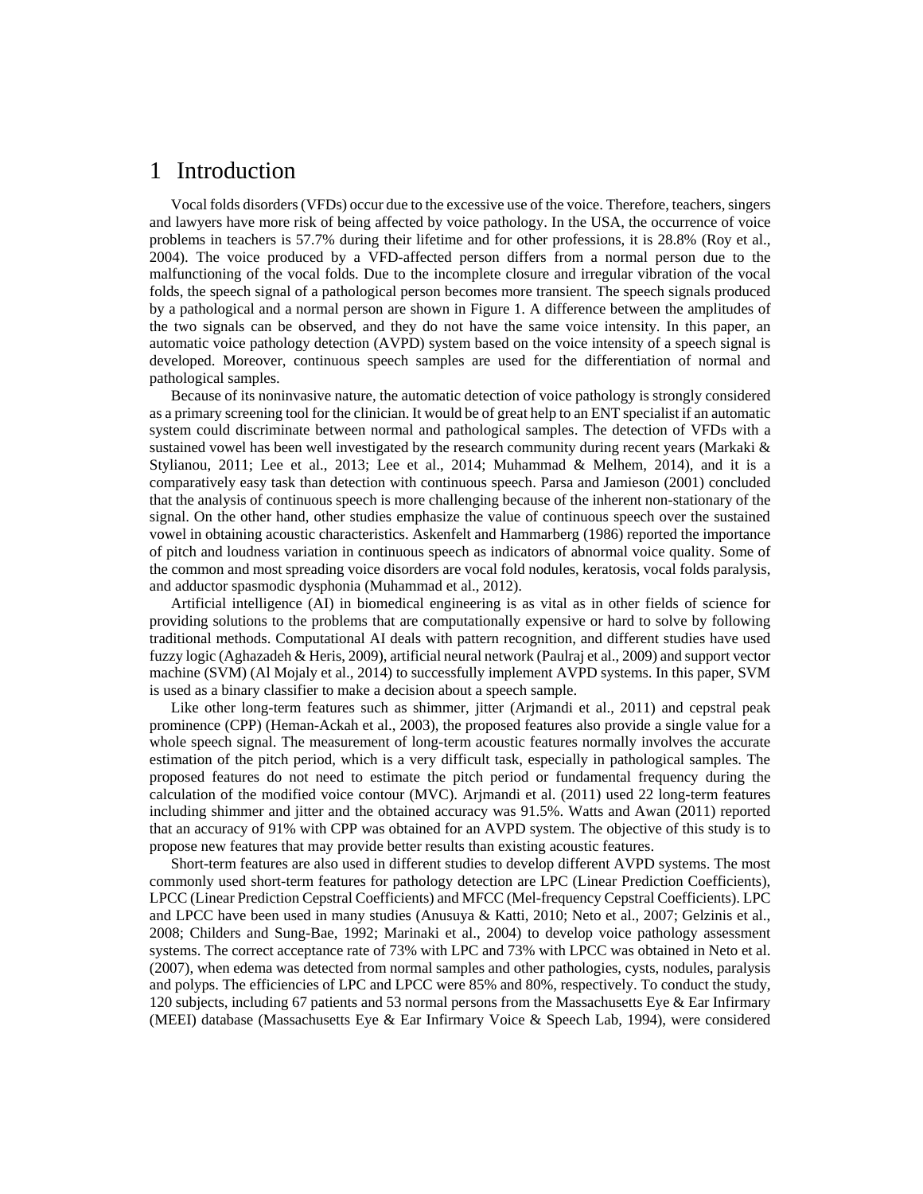# 1 Introduction

Vocal folds disorders (VFDs) occur due to the excessive use of the voice. Therefore, teachers, singers and lawyers have more risk of being affected by voice pathology. In the USA, the occurrence of voice problems in teachers is 57.7% during their lifetime and for other professions, it is 28.8% (Roy et al., 2004). The voice produced by a VFD-affected person differs from a normal person due to the malfunctioning of the vocal folds. Due to the incomplete closure and irregular vibration of the vocal folds, the speech signal of a pathological person becomes more transient. The speech signals produced by a pathological and a normal person are shown in Figure 1. A difference between the amplitudes of the two signals can be observed, and they do not have the same voice intensity. In this paper, an automatic voice pathology detection (AVPD) system based on the voice intensity of a speech signal is developed. Moreover, continuous speech samples are used for the differentiation of normal and pathological samples.

Because of its noninvasive nature, the automatic detection of voice pathology is strongly considered as a primary screening tool for the clinician. It would be of great help to an ENT specialist if an automatic system could discriminate between normal and pathological samples. The detection of VFDs with a sustained vowel has been well investigated by the research community during recent years (Markaki & Stylianou, 2011; Lee et al., 2013; Lee et al., 2014; Muhammad & Melhem, 2014), and it is a comparatively easy task than detection with continuous speech. Parsa and Jamieson (2001) concluded that the analysis of continuous speech is more challenging because of the inherent non-stationary of the signal. On the other hand, other studies emphasize the value of continuous speech over the sustained vowel in obtaining acoustic characteristics. Askenfelt and Hammarberg (1986) reported the importance of pitch and loudness variation in continuous speech as indicators of abnormal voice quality. Some of the common and most spreading voice disorders are vocal fold nodules, keratosis, vocal folds paralysis, and adductor spasmodic dysphonia (Muhammad et al., 2012).

Artificial intelligence (AI) in biomedical engineering is as vital as in other fields of science for providing solutions to the problems that are computationally expensive or hard to solve by following traditional methods. Computational AI deals with pattern recognition, and different studies have used fuzzy logic (Aghazadeh & Heris, 2009), artificial neural network (Paulraj et al., 2009) and support vector machine (SVM) (Al Mojaly et al., 2014) to successfully implement AVPD systems. In this paper, SVM is used as a binary classifier to make a decision about a speech sample.

Like other long-term features such as shimmer, jitter (Arjmandi et al., 2011) and cepstral peak prominence (CPP) (Heman-Ackah et al., 2003), the proposed features also provide a single value for a whole speech signal. The measurement of long-term acoustic features normally involves the accurate estimation of the pitch period, which is a very difficult task, especially in pathological samples. The proposed features do not need to estimate the pitch period or fundamental frequency during the calculation of the modified voice contour (MVC). Arjmandi et al. (2011) used 22 long-term features including shimmer and jitter and the obtained accuracy was 91.5%. Watts and Awan (2011) reported that an accuracy of 91% with CPP was obtained for an AVPD system. The objective of this study is to propose new features that may provide better results than existing acoustic features.

Short-term features are also used in different studies to develop different AVPD systems. The most commonly used short-term features for pathology detection are LPC (Linear Prediction Coefficients), LPCC (Linear Prediction Cepstral Coefficients) and MFCC (Mel-frequency Cepstral Coefficients). LPC and LPCC have been used in many studies (Anusuya & Katti, 2010; Neto et al., 2007; Gelzinis et al., 2008; Childers and Sung-Bae, 1992; Marinaki et al., 2004) to develop voice pathology assessment systems. The correct acceptance rate of 73% with LPC and 73% with LPCC was obtained in Neto et al. (2007), when edema was detected from normal samples and other pathologies, cysts, nodules, paralysis and polyps. The efficiencies of LPC and LPCC were 85% and 80%, respectively. To conduct the study, 120 subjects, including 67 patients and 53 normal persons from the Massachusetts Eye & Ear Infirmary (MEEI) database (Massachusetts Eye & Ear Infirmary Voice & Speech Lab, 1994), were considered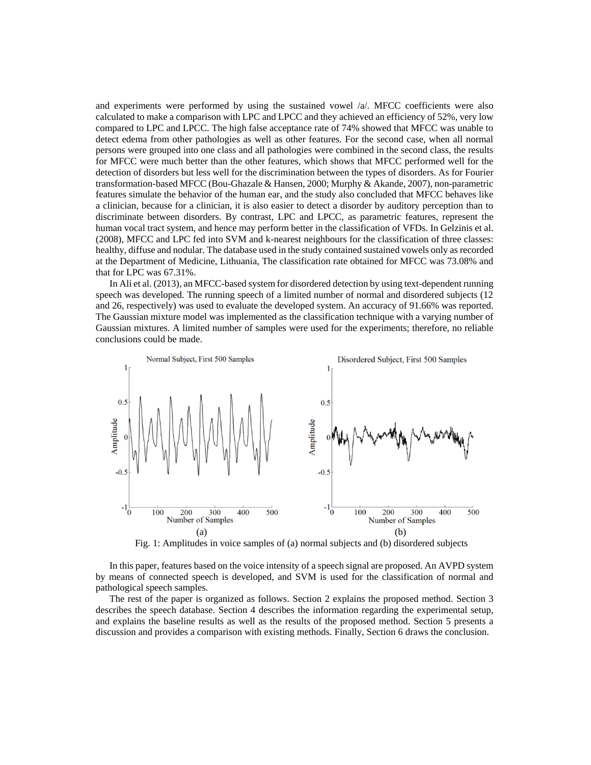and experiments were performed by using the sustained vowel /a/. MFCC coefficients were also calculated to make a comparison with LPC and LPCC and they achieved an efficiency of 52%, very low compared to LPC and LPCC. The high false acceptance rate of 74% showed that MFCC was unable to detect edema from other pathologies as well as other features. For the second case, when all normal persons were grouped into one class and all pathologies were combined in the second class, the results for MFCC were much better than the other features, which shows that MFCC performed well for the detection of disorders but less well for the discrimination between the types of disorders. As for Fourier transformation-based MFCC (Bou-Ghazale & Hansen, 2000; Murphy & Akande, 2007), non-parametric features simulate the behavior of the human ear, and the study also concluded that MFCC behaves like a clinician, because for a clinician, it is also easier to detect a disorder by auditory perception than to discriminate between disorders. By contrast, LPC and LPCC, as parametric features, represent the human vocal tract system, and hence may perform better in the classification of VFDs. In Gelzinis et al. (2008), MFCC and LPC fed into SVM and k-nearest neighbours for the classification of three classes: healthy, diffuse and nodular. The database used in the study contained sustained vowels only as recorded at the Department of Medicine, Lithuania, The classification rate obtained for MFCC was 73.08% and that for LPC was 67.31%.

In Ali et al. (2013), an MFCC-based system for disordered detection by using text-dependent running speech was developed. The running speech of a limited number of normal and disordered subjects (12 and 26, respectively) was used to evaluate the developed system. An accuracy of 91.66% was reported. The Gaussian mixture model was implemented as the classification technique with a varying number of Gaussian mixtures. A limited number of samples were used for the experiments; therefore, no reliable conclusions could be made.

Fig. 1: Amplitudes in voice samples of (a) normal subjects and (b) disordered subjects

In this paper, features based on the voice intensity of a speech signal are proposed. An AVPD system by means of connected speech is developed, and SVM is used for the classification of normal and pathological speech samples.

The rest of the paper is organized as follows. Section 2 explains the proposed method. Section 3 describes the speech database. Section 4 describes the information regarding the experimental setup, and explains the baseline results as well as the results of the proposed method. Section 5 presents a discussion and provides a comparison with existing methods. Finally, Section 6 draws the conclusion.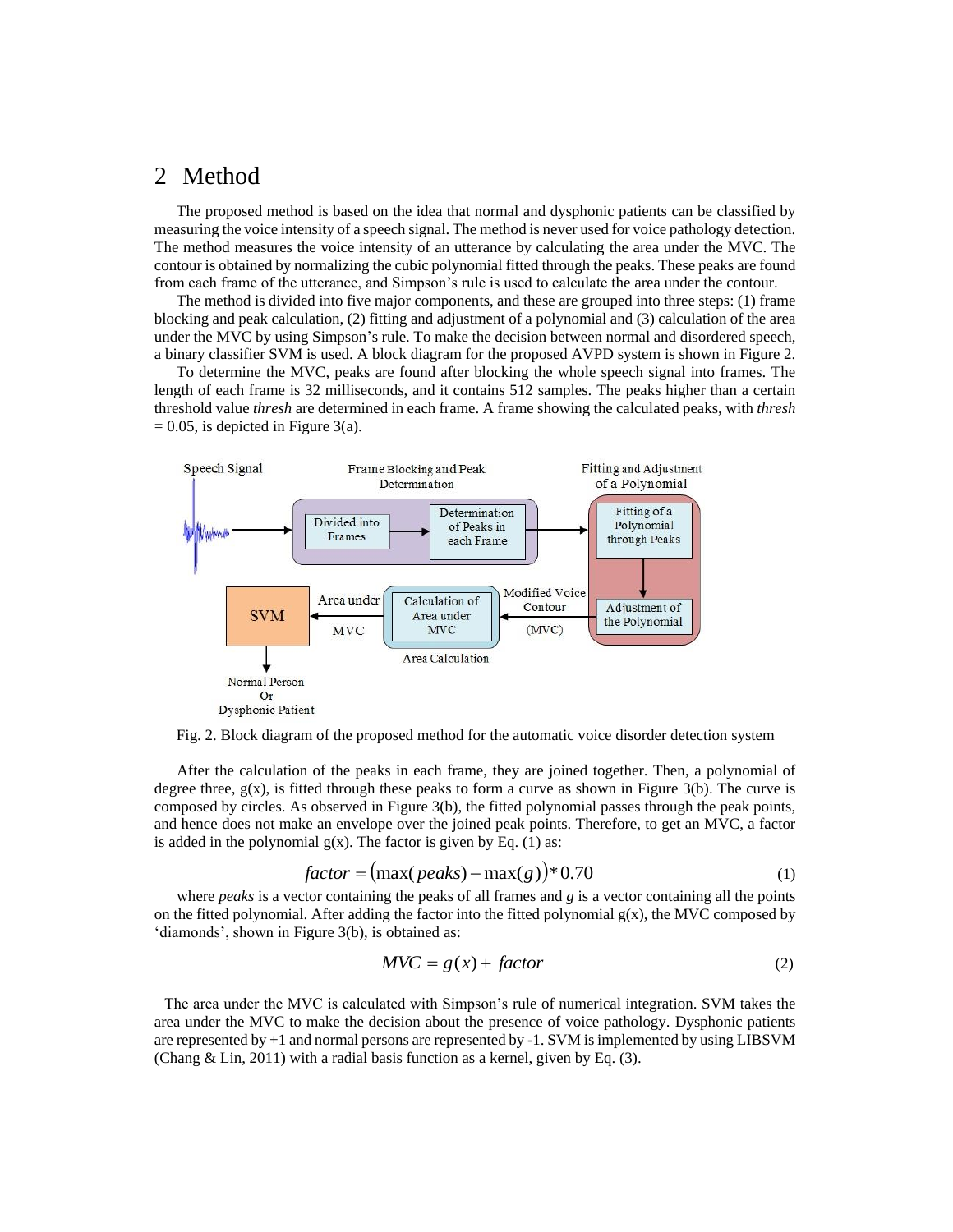## 2 Method

The proposed method is based on the idea that normal and dysphonic patients can be classified by measuring the voice intensity of a speech signal. The method is never used for voice pathology detection. The method measures the voice intensity of an utterance by calculating the area under the MVC. The contour is obtained by normalizing the cubic polynomial fitted through the peaks. These peaks are found from each frame of the utterance, and Simpson's rule is used to calculate the area under the contour.

The method is divided into five major components, and these are grouped into three steps: (1) frame blocking and peak calculation, (2) fitting and adjustment of a polynomial and (3) calculation of the area under the MVC by using Simpson's rule. To make the decision between normal and disordered speech, a binary classifier SVM is used. A block diagram for the proposed AVPD system is shown in Figure 2.

To determine the MVC, peaks are found after blocking the whole speech signal into frames. The length of each frame is 32 milliseconds, and it contains 512 samples. The peaks higher than a certain threshold value *thresh* are determined in each frame. A frame showing the calculated peaks, with *thresh* = 0.05, is depicted in Figure 3(a).

Fig. 2. Block diagram of the proposed method for the automatic voice disorder detection system

After the calculation of the peaks in each frame, they are joined together. Then, a polynomial of degree three, g(x), is fitted through these peaks to form a curve as shown in Figure 3(b). The curve is composed by circles. As observed in Figure 3(b), the fitted polynomial passes through the peak points, and hence does not make an envelope over the joined peak points. Therefore, to get an MVC, a factor is added in the polynomial g(x). The factor is given by Eq. (1) as:

$$factor = (\max(peaks) - \max(g)) * 0.70 \tag{1}$$

where *peaks* is a vector containing the peaks of all frames and *g* is a vector containing all the points on the fitted polynomial. After adding the factor into the fitted polynomial g(x), the MVC composed by 'diamonds', shown in Figure 3(b), is obtained as:

$$MVC = g(x) + factor \tag{2}$$

The area under the MVC is calculated with Simpson's rule of numerical integration. SVM takes the area under the MVC to make the decision about the presence of voice pathology. Dysphonic patients are represented by +1 and normal persons are represented by -1. SVM is implemented by using LIBSVM (Chang & Lin, 2011) with a radial basis function as a kernel, given by Eq. (3).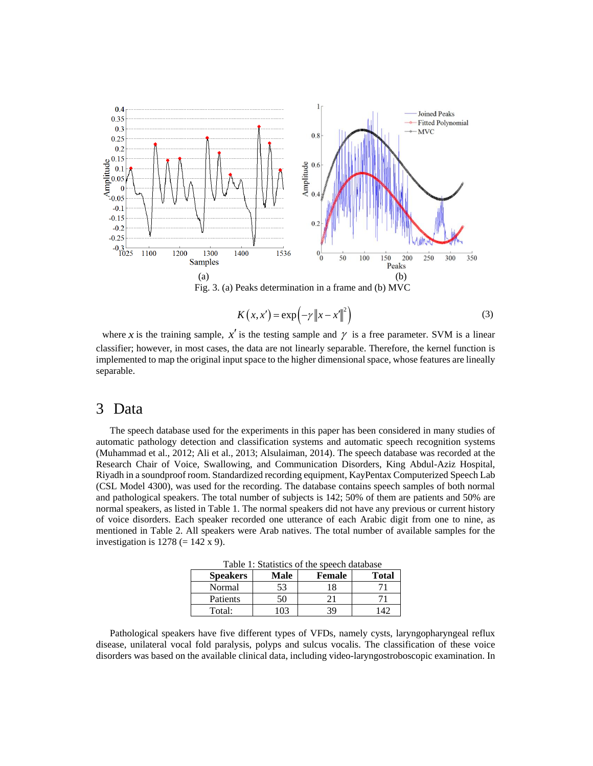Fig. 3. (a) Peaks determination in a frame and (b) MVC

$$K(x,x') = \exp\left(-\gamma \|x - x'\|^2\right) \tag{3}$$

where $x$ is the training sample, $x'$ is the testing sample and $\gamma$ is a free parameter. SVM is a linear classifier; however, in most cases, the data are not linearly separable. Therefore, the kernel function is implemented to map the original input space to the higher dimensional space, whose features are lineally separable.

## 3 Data

The speech database used for the experiments in this paper has been considered in many studies of automatic pathology detection and classification systems and automatic speech recognition systems (Muhammad et al., 2012; Ali et al., 2013; Alsulaiman, 2014). The speech database was recorded at the Research Chair of Voice, Swallowing, and Communication Disorders, King Abdul-Aziz Hospital, Riyadh in a soundproof room. Standardized recording equipment, KayPentax Computerized Speech Lab (CSL Model 4300), was used for the recording. The database contains speech samples of both normal and pathological speakers. The total number of subjects is 142; 50% of them are patients and 50% are normal speakers, as listed in Table 1. The normal speakers did not have any previous or current history of voice disorders. Each speaker recorded one utterance of each Arabic digit from one to nine, as mentioned in Table 2. All speakers were Arab natives. The total number of available samples for the investigation is 1278 (= 142 x 9).

Table 1: Statistics of the speech database

| Speakers | Male | Female | Total |
|---|---|---|---|
| Normal | 53 | 18 | 71 |
| Patients | 50 | 21 | 71 |
| Total: | 103 | 39 | 142 |

Pathological speakers have five different types of VFDs, namely cysts, laryngopharyngeal reflux disease, unilateral vocal fold paralysis, polyps and sulcus vocalis. The classification of these voice disorders was based on the available clinical data, including video-laryngostroboscopic examination. In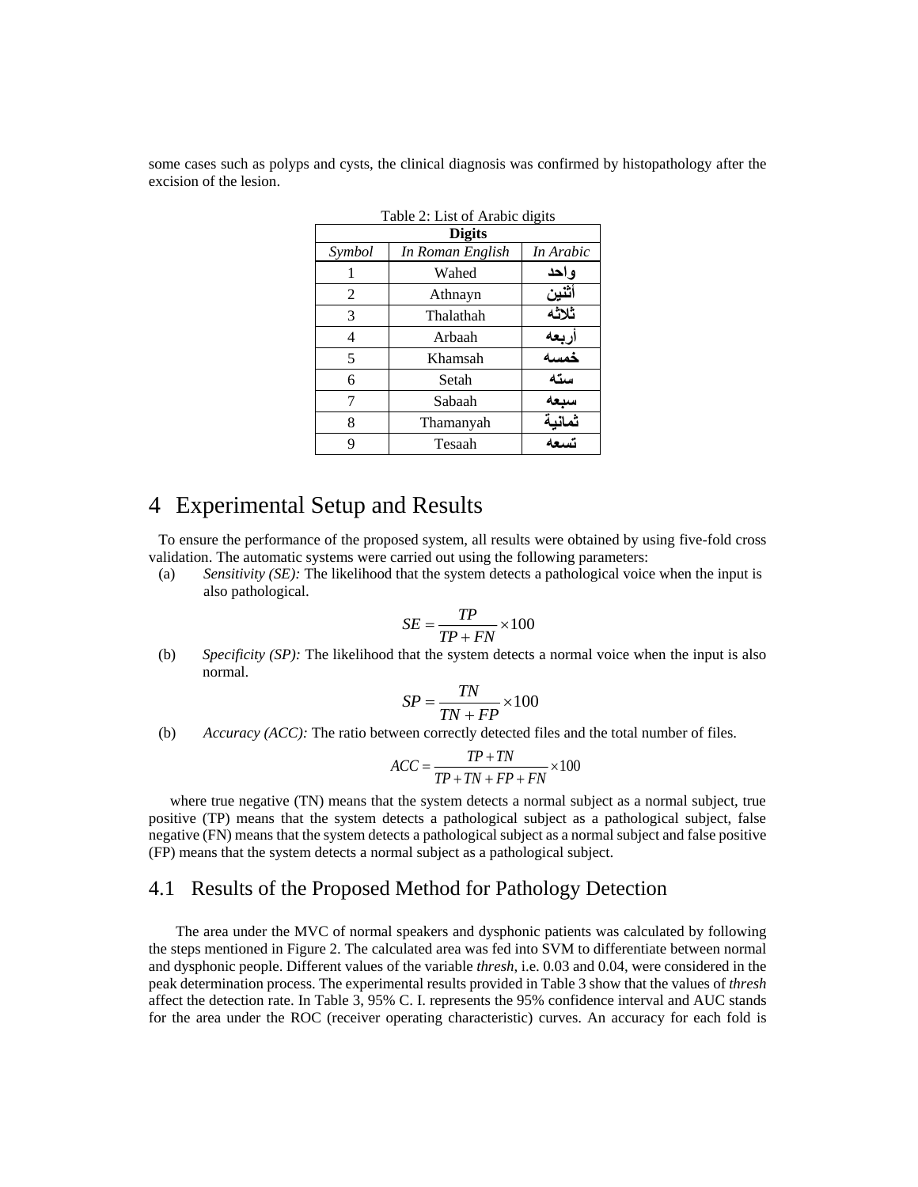some cases such as polyps and cysts, the clinical diagnosis was confirmed by histopathology after the excision of the lesion.

Table 2: List of Arabic digits

| Digits | | |
|---|---|---|
| *Symbol* | *In Roman English* | *In Arabic* |
| 1 | Wahed | واحد |
| 2 | Athnayn | أثنين |
| 3 | Thalathah | ثلاثه |
| 4 | Arbaah | أربعه |
| 5 | Khamsah | خمسه |
| 6 | Setah | سته |
| 7 | Sabaah | سبعه |
| 8 | Thamanyah | ثمانية |
| 9 | Tesaah | تسعه |

# 4 Experimental Setup and Results

To ensure the performance of the proposed system, all results were obtained by using five-fold cross validation. The automatic systems were carried out using the following parameters:

(a) *Sensitivity (SE):* The likelihood that the system detects a pathological voice when the input is also pathological.

$$SE = \frac{TP}{TP + FN} \times 100$$

(b) *Specificity (SP):* The likelihood that the system detects a normal voice when the input is also normal.

$$SP = \frac{TN}{TN + FP} \times 100$$

(b) *Accuracy (ACC):* The ratio between correctly detected files and the total number of files.

$$ACC = \frac{TP + TN}{TP + TN + FP + FN} \times 100$$

where true negative (TN) means that the system detects a normal subject as a normal subject, true positive (TP) means that the system detects a pathological subject as a pathological subject, false negative (FN) means that the system detects a pathological subject as a normal subject and false positive (FP) means that the system detects a normal subject as a pathological subject.

## 4.1 Results of the Proposed Method for Pathology Detection

The area under the MVC of normal speakers and dysphonic patients was calculated by following the steps mentioned in Figure 2. The calculated area was fed into SVM to differentiate between normal and dysphonic people. Different values of the variable *thresh*, i.e. 0.03 and 0.04, were considered in the peak determination process. The experimental results provided in Table 3 show that the values of *thresh* affect the detection rate. In Table 3, 95% C. I. represents the 95% confidence interval and AUC stands for the area under the ROC (receiver operating characteristic) curves. An accuracy for each fold is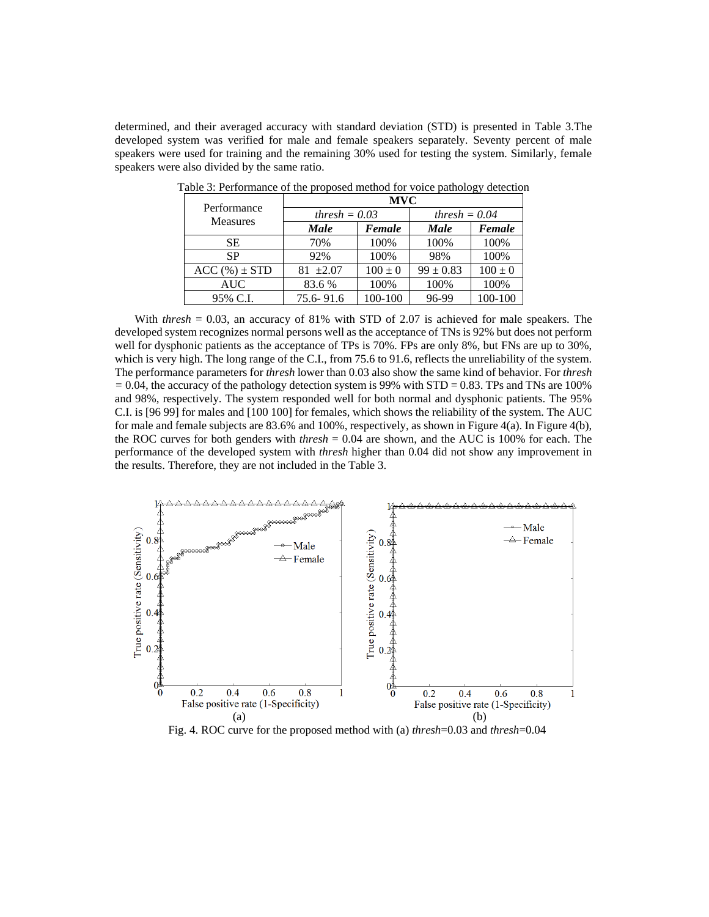determined, and their averaged accuracy with standard deviation (STD) is presented in Table 3.The developed system was verified for male and female speakers separately. Seventy percent of male speakers were used for training and the remaining 30% used for testing the system. Similarly, female speakers were also divided by the same ratio.

Table 3: Performance of the proposed method for voice pathology detection

| Performance Measures | MVC | | | |
|---|---|---|---|---|
| | *thresh = 0.03* | | *thresh = 0.04* | |
| | ***Male*** | ***Female*** | ***Male*** | ***Female*** |
| SE | 70% | 100% | 100% | 100% |
| SP | 92% | 100% | 98% | 100% |
| ACC (%) ± STD | 81 ±2.07 | 100 ± 0 | 99 ± 0.83 | 100 ± 0 |
| AUC | 83.6 % | 100% | 100% | 100% |
| 95% C.I. | 75.6- 91.6 | 100-100 | 96-99 | 100-100 |

With *thresh* = 0.03, an accuracy of 81% with STD of 2.07 is achieved for male speakers. The developed system recognizes normal persons well as the acceptance of TNs is 92% but does not perform well for dysphonic patients as the acceptance of TPs is 70%. FPs are only 8%, but FNs are up to 30%, which is very high. The long range of the C.I., from 75.6 to 91.6, reflects the unreliability of the system. The performance parameters for *thresh* lower than 0.03 also show the same kind of behavior. For *thresh* = 0.04, the accuracy of the pathology detection system is 99% with STD = 0.83. TPs and TNs are 100% and 98%, respectively. The system responded well for both normal and dysphonic patients. The 95% C.I. is [96 99] for males and [100 100] for females, which shows the reliability of the system. The AUC for male and female subjects are 83.6% and 100%, respectively, as shown in Figure 4(a). In Figure 4(b), the ROC curves for both genders with *thresh* = 0.04 are shown, and the AUC is 100% for each. The performance of the developed system with *thresh* higher than 0.04 did not show any improvement in the results. Therefore, they are not included in the Table 3.

Fig. 4. ROC curve for the proposed method with (a) *thresh*=0.03 and *thresh*=0.04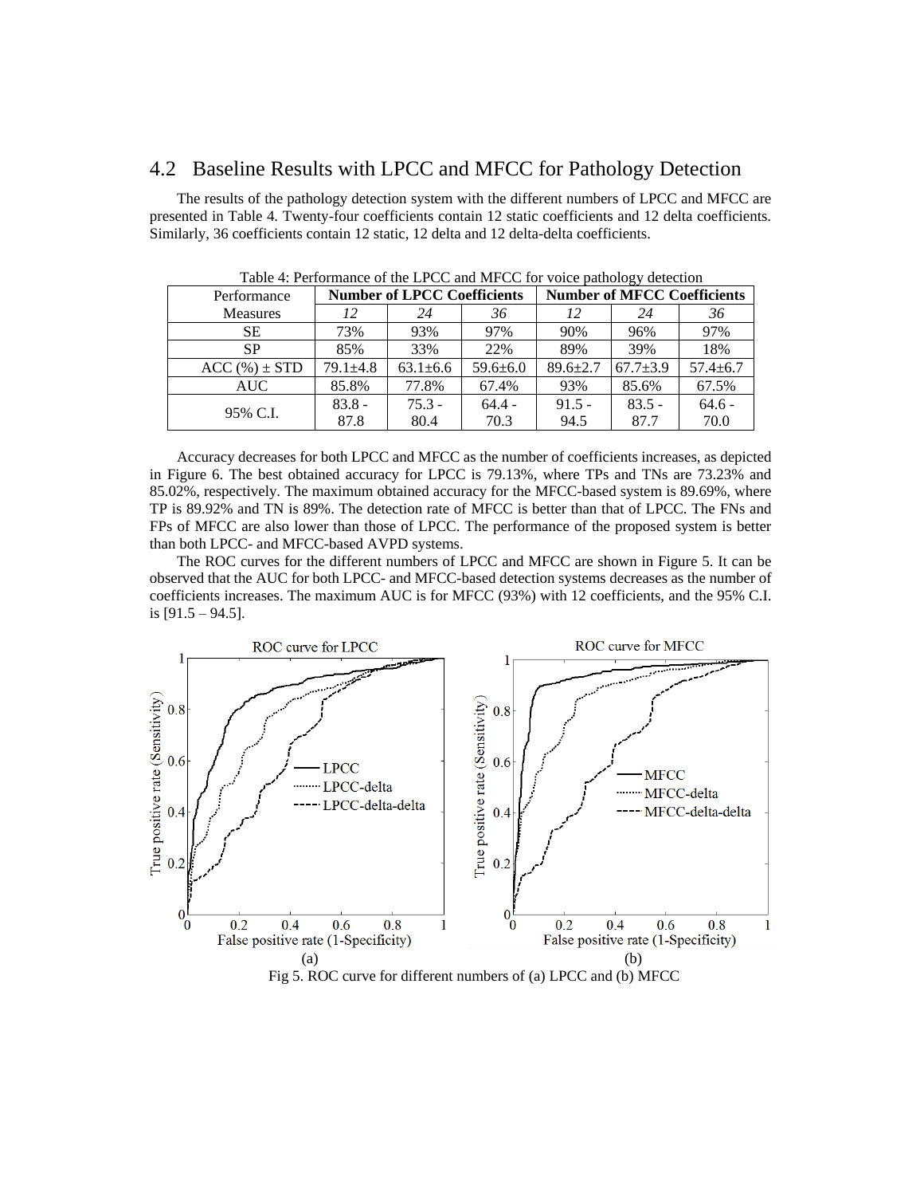## 4.2 Baseline Results with LPCC and MFCC for Pathology Detection

The results of the pathology detection system with the different numbers of LPCC and MFCC are presented in Table 4. Twenty-four coefficients contain 12 static coefficients and 12 delta coefficients. Similarly, 36 coefficients contain 12 static, 12 delta and 12 delta-delta coefficients.

Table 4: Performance of the LPCC and MFCC for voice pathology detection

| Performance Measures | Number of LPCC Coefficients | | | Number of MFCC Coefficients | | |
|---|---|---|---|---|---|---|
| | *12* | *24* | *36* | *12* | *24* | *36* |
| SE | 73% | 93% | 97% | 90% | 96% | 97% |
| SP | 85% | 33% | 22% | 89% | 39% | 18% |
| ACC (%) ± STD | 79.1±4.8 | 63.1±6.6 | 59.6±6.0 | 89.6±2.7 | 67.7±3.9 | 57.4±6.7 |
| AUC | 85.8% | 77.8% | 67.4% | 93% | 85.6% | 67.5% |
| 95% C.I. | 83.8 - 87.8 | 75.3 - 80.4 | 64.4 - 70.3 | 91.5 - 94.5 | 83.5 - 87.7 | 64.6 - 70.0 |

Accuracy decreases for both LPCC and MFCC as the number of coefficients increases, as depicted in Figure 6. The best obtained accuracy for LPCC is 79.13%, where TPs and TNs are 73.23% and 85.02%, respectively. The maximum obtained accuracy for the MFCC-based system is 89.69%, where TP is 89.92% and TN is 89%. The detection rate of MFCC is better than that of LPCC. The FNs and FPs of MFCC are also lower than those of LPCC. The performance of the proposed system is better than both LPCC- and MFCC-based AVPD systems.

The ROC curves for the different numbers of LPCC and MFCC are shown in Figure 5. It can be observed that the AUC for both LPCC- and MFCC-based detection systems decreases as the number of coefficients increases. The maximum AUC is for MFCC (93%) with 12 coefficients, and the 95% C.I. is [91.5 – 94.5].

(a) (b)

Fig 5. ROC curve for different numbers of (a) LPCC and (b) MFCC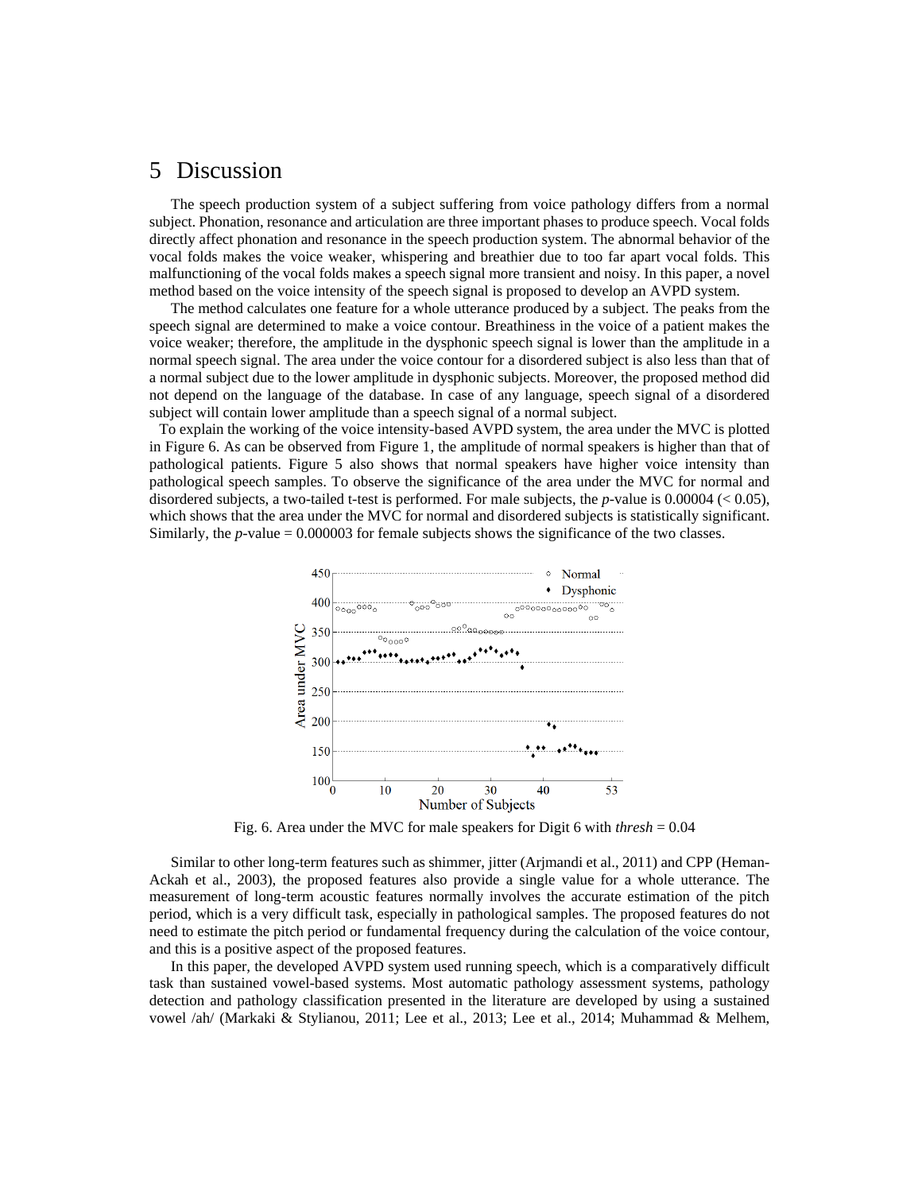# 5 Discussion

The speech production system of a subject suffering from voice pathology differs from a normal subject. Phonation, resonance and articulation are three important phases to produce speech. Vocal folds directly affect phonation and resonance in the speech production system. The abnormal behavior of the vocal folds makes the voice weaker, whispering and breathier due to too far apart vocal folds. This malfunctioning of the vocal folds makes a speech signal more transient and noisy. In this paper, a novel method based on the voice intensity of the speech signal is proposed to develop an AVPD system.

The method calculates one feature for a whole utterance produced by a subject. The peaks from the speech signal are determined to make a voice contour. Breathiness in the voice of a patient makes the voice weaker; therefore, the amplitude in the dysphonic speech signal is lower than the amplitude in a normal speech signal. The area under the voice contour for a disordered subject is also less than that of a normal subject due to the lower amplitude in dysphonic subjects. Moreover, the proposed method did not depend on the language of the database. In case of any language, speech signal of a disordered subject will contain lower amplitude than a speech signal of a normal subject.

To explain the working of the voice intensity-based AVPD system, the area under the MVC is plotted in Figure 6. As can be observed from Figure 1, the amplitude of normal speakers is higher than that of pathological patients. Figure 5 also shows that normal speakers have higher voice intensity than pathological speech samples. To observe the significance of the area under the MVC for normal and disordered subjects, a two-tailed t-test is performed. For male subjects, the *p*-value is 0.00004 ($< 0.05$), which shows that the area under the MVC for normal and disordered subjects is statistically significant. Similarly, the *p*-value = 0.000003 for female subjects shows the significance of the two classes.

Fig. 6. Area under the MVC for male speakers for Digit 6 with *thresh* = 0.04

Similar to other long-term features such as shimmer, jitter (Arjmandi et al., 2011) and CPP (Heman-Ackah et al., 2003), the proposed features also provide a single value for a whole utterance. The measurement of long-term acoustic features normally involves the accurate estimation of the pitch period, which is a very difficult task, especially in pathological samples. The proposed features do not need to estimate the pitch period or fundamental frequency during the calculation of the voice contour, and this is a positive aspect of the proposed features.

In this paper, the developed AVPD system used running speech, which is a comparatively difficult task than sustained vowel-based systems. Most automatic pathology assessment systems, pathology detection and pathology classification presented in the literature are developed by using a sustained vowel /ah/ (Markaki & Stylianou, 2011; Lee et al., 2013; Lee et al., 2014; Muhammad & Melhem,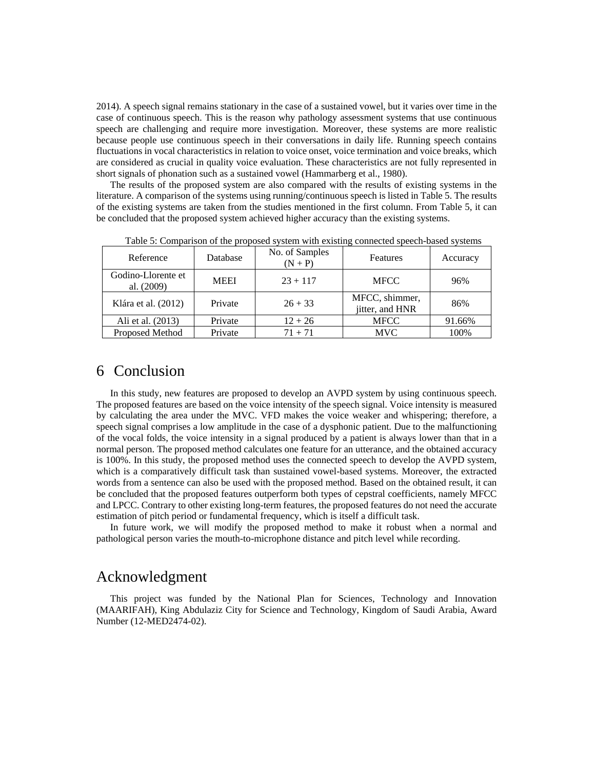2014). A speech signal remains stationary in the case of a sustained vowel, but it varies over time in the case of continuous speech. This is the reason why pathology assessment systems that use continuous speech are challenging and require more investigation. Moreover, these systems are more realistic because people use continuous speech in their conversations in daily life. Running speech contains fluctuations in vocal characteristics in relation to voice onset, voice termination and voice breaks, which are considered as crucial in quality voice evaluation. These characteristics are not fully represented in short signals of phonation such as a sustained vowel (Hammarberg et al., 1980).

The results of the proposed system are also compared with the results of existing systems in the literature. A comparison of the systems using running/continuous speech is listed in Table 5. The results of the existing systems are taken from the studies mentioned in the first column. From Table 5, it can be concluded that the proposed system achieved higher accuracy than the existing systems.

Table 5: Comparison of the proposed system with existing connected speech-based systems

| Reference | Database | No. of Samples (N + P) | Features | Accuracy |
|---|---|---|---|---|
| Godino-Llorente et al. (2009) | MEEI | 23 + 117 | MFCC | 96% |
| Klára et al. (2012) | Private | 26 + 33 | MFCC, shimmer, jitter, and HNR | 86% |
| Ali et al. (2013) | Private | 12 + 26 | MFCC | 91.66% |
| Proposed Method | Private | 71 + 71 | MVC | 100% |

# 6 Conclusion

In this study, new features are proposed to develop an AVPD system by using continuous speech. The proposed features are based on the voice intensity of the speech signal. Voice intensity is measured by calculating the area under the MVC. VFD makes the voice weaker and whispering; therefore, a speech signal comprises a low amplitude in the case of a dysphonic patient. Due to the malfunctioning of the vocal folds, the voice intensity in a signal produced by a patient is always lower than that in a normal person. The proposed method calculates one feature for an utterance, and the obtained accuracy is 100%. In this study, the proposed method uses the connected speech to develop the AVPD system, which is a comparatively difficult task than sustained vowel-based systems. Moreover, the extracted words from a sentence can also be used with the proposed method. Based on the obtained result, it can be concluded that the proposed features outperform both types of cepstral coefficients, namely MFCC and LPCC. Contrary to other existing long-term features, the proposed features do not need the accurate estimation of pitch period or fundamental frequency, which is itself a difficult task.

In future work, we will modify the proposed method to make it robust when a normal and pathological person varies the mouth-to-microphone distance and pitch level while recording.

# Acknowledgment

This project was funded by the National Plan for Sciences, Technology and Innovation (MAARIFAH), King Abdulaziz City for Science and Technology, Kingdom of Saudi Arabia, Award Number (12-MED2474-02).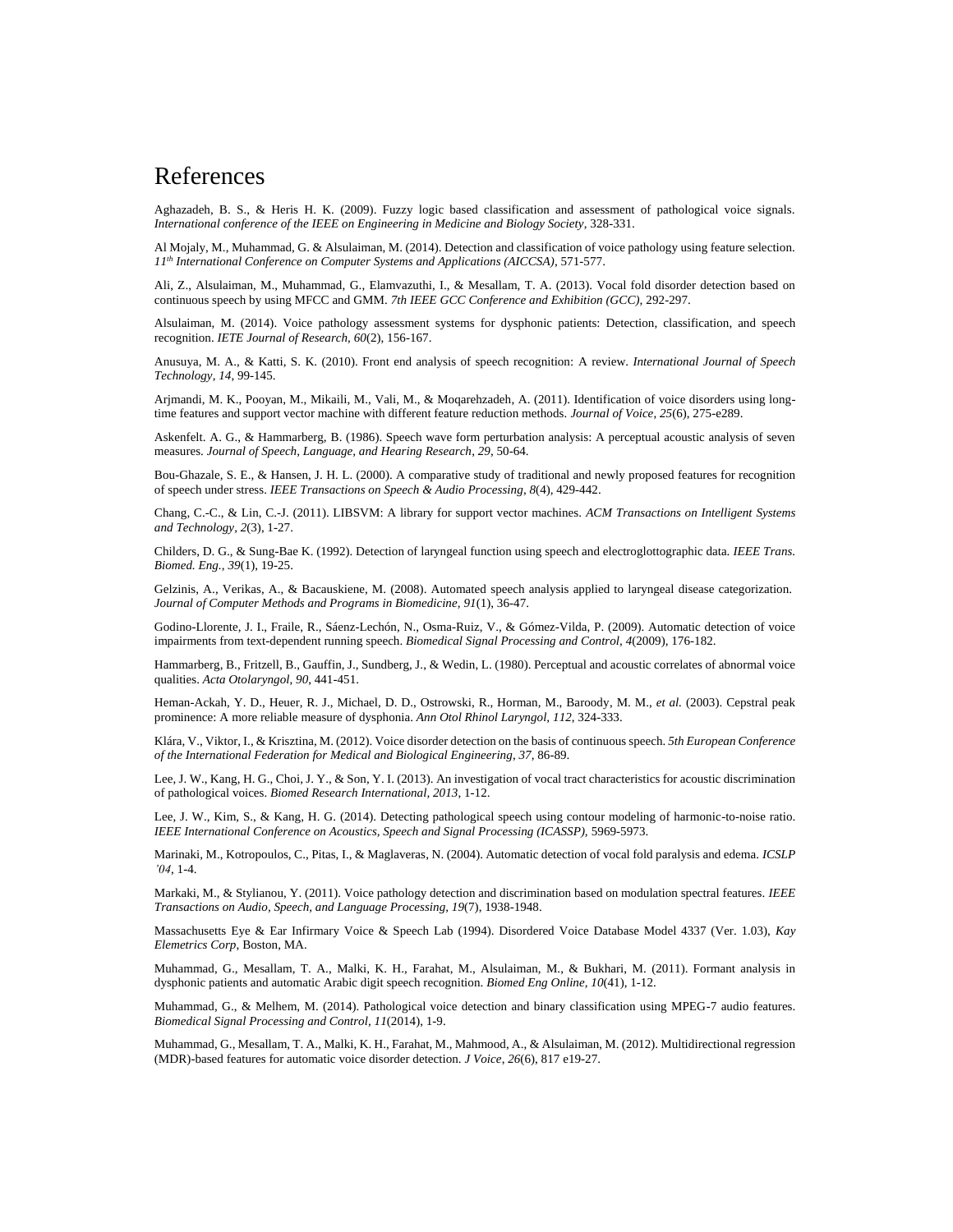# References

Aghazadeh, B. S., & Heris H. K. (2009). Fuzzy logic based classification and assessment of pathological voice signals. *International conference of the IEEE on Engineering in Medicine and Biology Society*, 328-331.

Al Mojaly, M., Muhammad, G. & Alsulaiman, M. (2014). Detection and classification of voice pathology using feature selection. *11th International Conference on Computer Systems and Applications (AICCSA)*, 571-577.

Ali, Z., Alsulaiman, M., Muhammad, G., Elamvazuthi, I., & Mesallam, T. A. (2013). Vocal fold disorder detection based on continuous speech by using MFCC and GMM. *7th IEEE GCC Conference and Exhibition (GCC)*, 292-297.

Alsulaiman, M. (2014). Voice pathology assessment systems for dysphonic patients: Detection, classification, and speech recognition. *IETE Journal of Research*, *60*(2), 156-167.

Anusuya, M. A., & Katti, S. K. (2010). Front end analysis of speech recognition: A review. *International Journal of Speech Technology*, *14*, 99-145.

Arjmandi, M. K., Pooyan, M., Mikaili, M., Vali, M., & Moqarehzadeh, A. (2011). Identification of voice disorders using long-time features and support vector machine with different feature reduction methods. *Journal of Voice*, *25*(6), 275-e289.

Askenfelt. A. G., & Hammarberg, B. (1986). Speech wave form perturbation analysis: A perceptual acoustic analysis of seven measures. *Journal of Speech, Language, and Hearing Research*, *29*, 50-64.

Bou-Ghazale, S. E., & Hansen, J. H. L. (2000). A comparative study of traditional and newly proposed features for recognition of speech under stress. *IEEE Transactions on Speech & Audio Processing*, *8*(4), 429-442.

Chang, C.-C., & Lin, C.-J. (2011). LIBSVM: A library for support vector machines. *ACM Transactions on Intelligent Systems and Technology*, *2*(3), 1-27.

Childers, D. G., & Sung-Bae K. (1992). Detection of laryngeal function using speech and electroglottographic data. *IEEE Trans. Biomed. Eng., 39*(1), 19-25.

Gelzinis, A., Verikas, A., & Bacauskiene, M. (2008). Automated speech analysis applied to laryngeal disease categorization. *Journal of Computer Methods and Programs in Biomedicine, 91*(1), 36-47.

Godino-Llorente, J. I., Fraile, R., Sáenz-Lechón, N., Osma-Ruiz, V., & Gómez-Vilda, P. (2009). Automatic detection of voice impairments from text-dependent running speech. *Biomedical Signal Processing and Control*, *4*(2009), 176-182.

Hammarberg, B., Fritzell, B., Gauffin, J., Sundberg, J., & Wedin, L. (1980). Perceptual and acoustic correlates of abnormal voice qualities. *Acta Otolaryngol*, *90*, 441-451.

Heman-Ackah, Y. D., Heuer, R. J., Michael, D. D., Ostrowski, R., Horman, M., Baroody, M. M., *et al.* (2003). Cepstral peak prominence: A more reliable measure of dysphonia. *Ann Otol Rhinol Laryngol*, *112*, 324-333.

Klára, V., Viktor, I., & Krisztina, M. (2012). Voice disorder detection on the basis of continuous speech. *5th European Conference of the International Federation for Medical and Biological Engineering*, *37*, 86-89.

Lee, J. W., Kang, H. G., Choi, J. Y., & Son, Y. I. (2013). An investigation of vocal tract characteristics for acoustic discrimination of pathological voices. *Biomed Research International*, *2013*, 1-12.

Lee, J. W., Kim, S., & Kang, H. G. (2014). Detecting pathological speech using contour modeling of harmonic-to-noise ratio. *IEEE International Conference on Acoustics, Speech and Signal Processing (ICASSP)*, 5969-5973.

Marinaki, M., Kotropoulos, C., Pitas, I., & Maglaveras, N. (2004). Automatic detection of vocal fold paralysis and edema. *ICSLP '04*, 1-4.

Markaki, M., & Stylianou, Y. (2011). Voice pathology detection and discrimination based on modulation spectral features. *IEEE Transactions on Audio, Speech, and Language Processing*, *19*(7), 1938-1948.

Massachusetts Eye & Ear Infirmary Voice & Speech Lab (1994). Disordered Voice Database Model 4337 (Ver. 1.03), *Kay Elemetrics Corp*, Boston, MA.

Muhammad, G., Mesallam, T. A., Malki, K. H., Farahat, M., Alsulaiman, M., & Bukhari, M. (2011). Formant analysis in dysphonic patients and automatic Arabic digit speech recognition. *Biomed Eng Online*, *10*(41), 1-12.

Muhammad, G., & Melhem, M. (2014). Pathological voice detection and binary classification using MPEG-7 audio features. *Biomedical Signal Processing and Control*, *11*(2014), 1-9.

Muhammad, G., Mesallam, T. A., Malki, K. H., Farahat, M., Mahmood, A., & Alsulaiman, M. (2012). Multidirectional regression (MDR)-based features for automatic voice disorder detection. *J Voice*, *26*(6), 817 e19-27.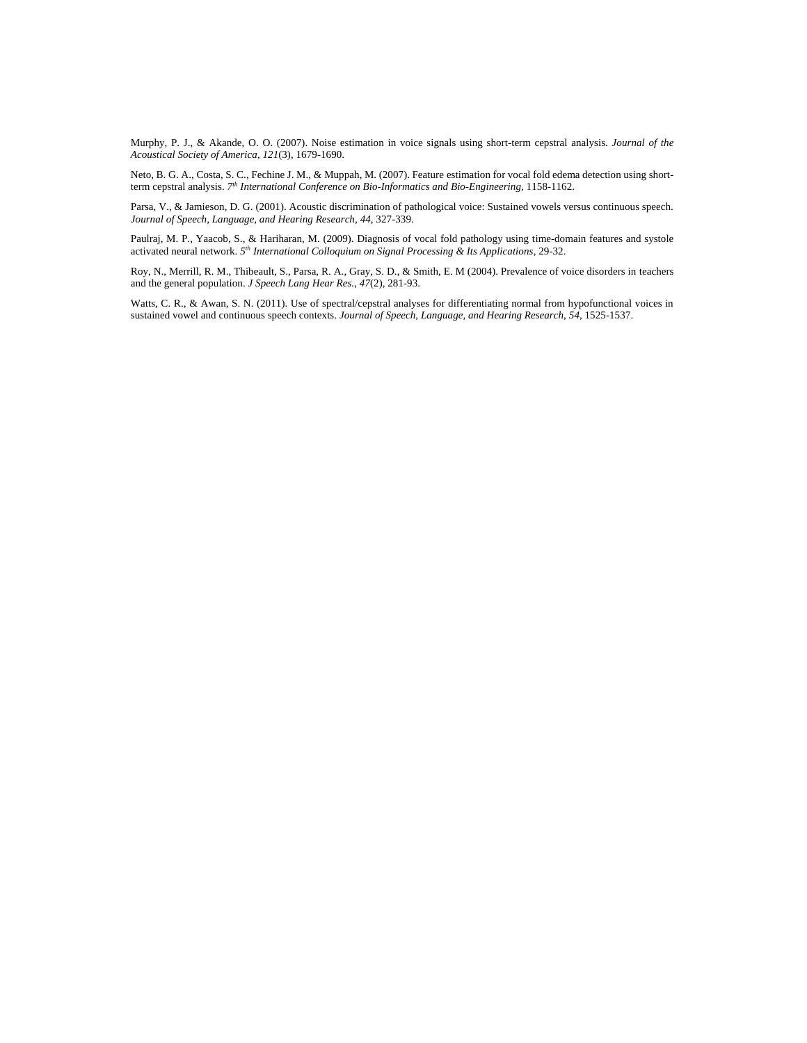Murphy, P. J., & Akande, O. O. (2007). Noise estimation in voice signals using short-term cepstral analysis. *Journal of the Acoustical Society of America, 121*(3), 1679-1690.

Neto, B. G. A., Costa, S. C., Fechine J. M., & Muppah, M. (2007). Feature estimation for vocal fold edema detection using short-term cepstral analysis. *7th International Conference on Bio-Informatics and Bio-Engineering,* 1158-1162.

Parsa, V., & Jamieson, D. G. (2001). Acoustic discrimination of pathological voice: Sustained vowels versus continuous speech. *Journal of Speech, Language, and Hearing Research, 44,* 327-339.

Paulraj, M. P., Yaacob, S., & Hariharan, M. (2009). Diagnosis of vocal fold pathology using time-domain features and systole activated neural network. *5th International Colloquium on Signal Processing & Its Applications*, 29-32.

Roy, N., Merrill, R. M., Thibeault, S., Parsa, R. A., Gray, S. D., & Smith, E. M (2004). Prevalence of voice disorders in teachers and the general population. *J Speech Lang Hear Res.*, *47*(2), 281-93.

Watts, C. R., & Awan, S. N. (2011). Use of spectral/cepstral analyses for differentiating normal from hypofunctional voices in sustained vowel and continuous speech contexts. *Journal of Speech, Language, and Hearing Research, 54,* 1525-1537.